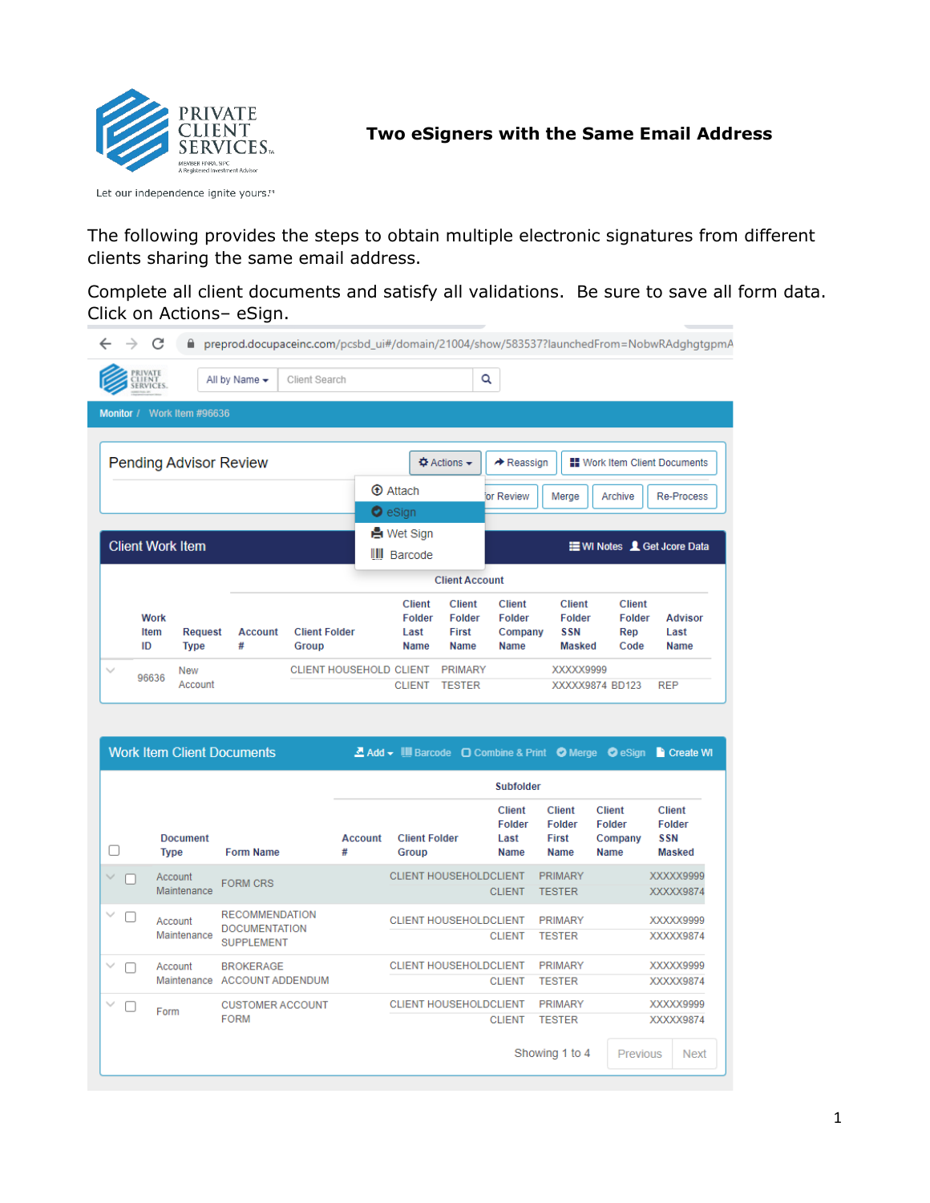# Two eSigners with the Same Email Address

The following provides the steps to obtain multiple electronic signatures from different clients sharing the same email address.

Complete all client documents and satisfy all validations. Be sure to save all form data. Click on Actions– eSign.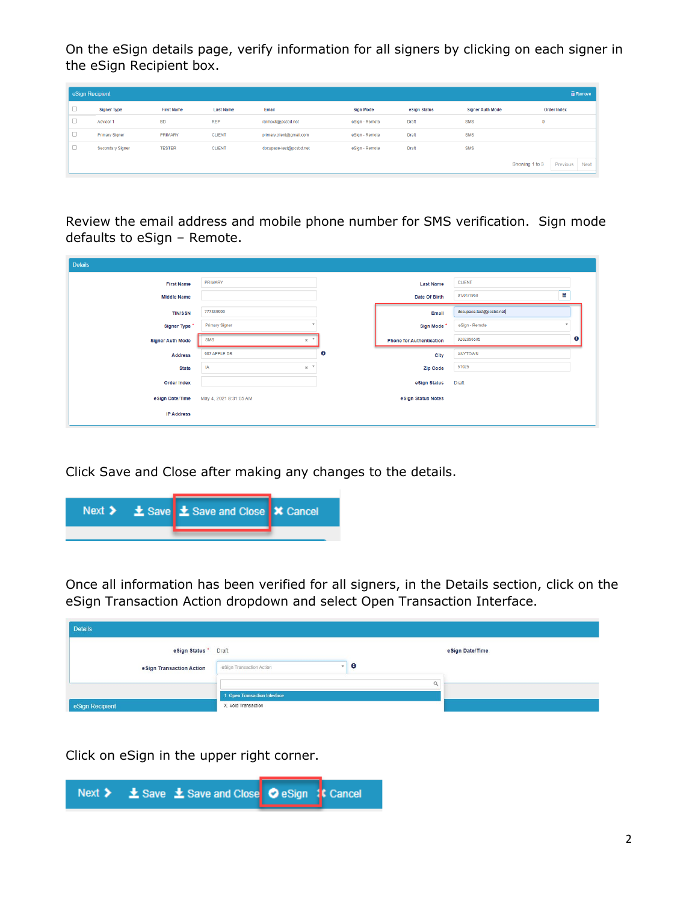On the eSign details page, verify information for all signers by clicking on each signer in the eSign Recipient box.

Review the email address and mobile phone number for SMS verification. Sign mode defaults to eSign – Remote.

Click Save and Close after making any changes to the details.

Once all information has been verified for all signers, in the Details section, click on the eSign Transaction Action dropdown and select Open Transaction Interface.

Click on eSign in the upper right corner.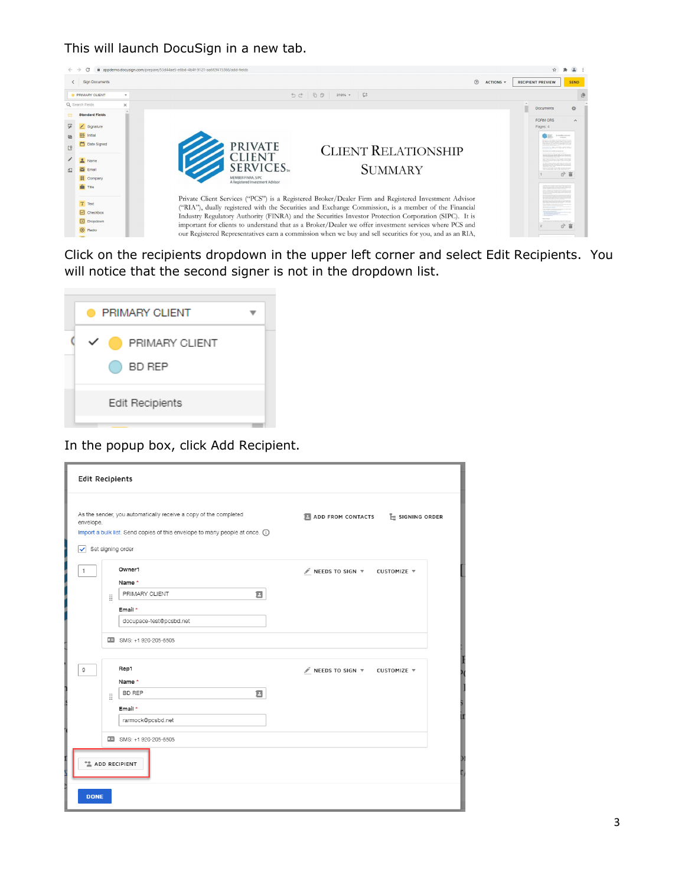This will launch DocuSign in a new tab.

Click on the recipients dropdown in the upper left corner and select Edit Recipients. You will notice that the second signer is not in the dropdown list.

In the popup box, click Add Recipient.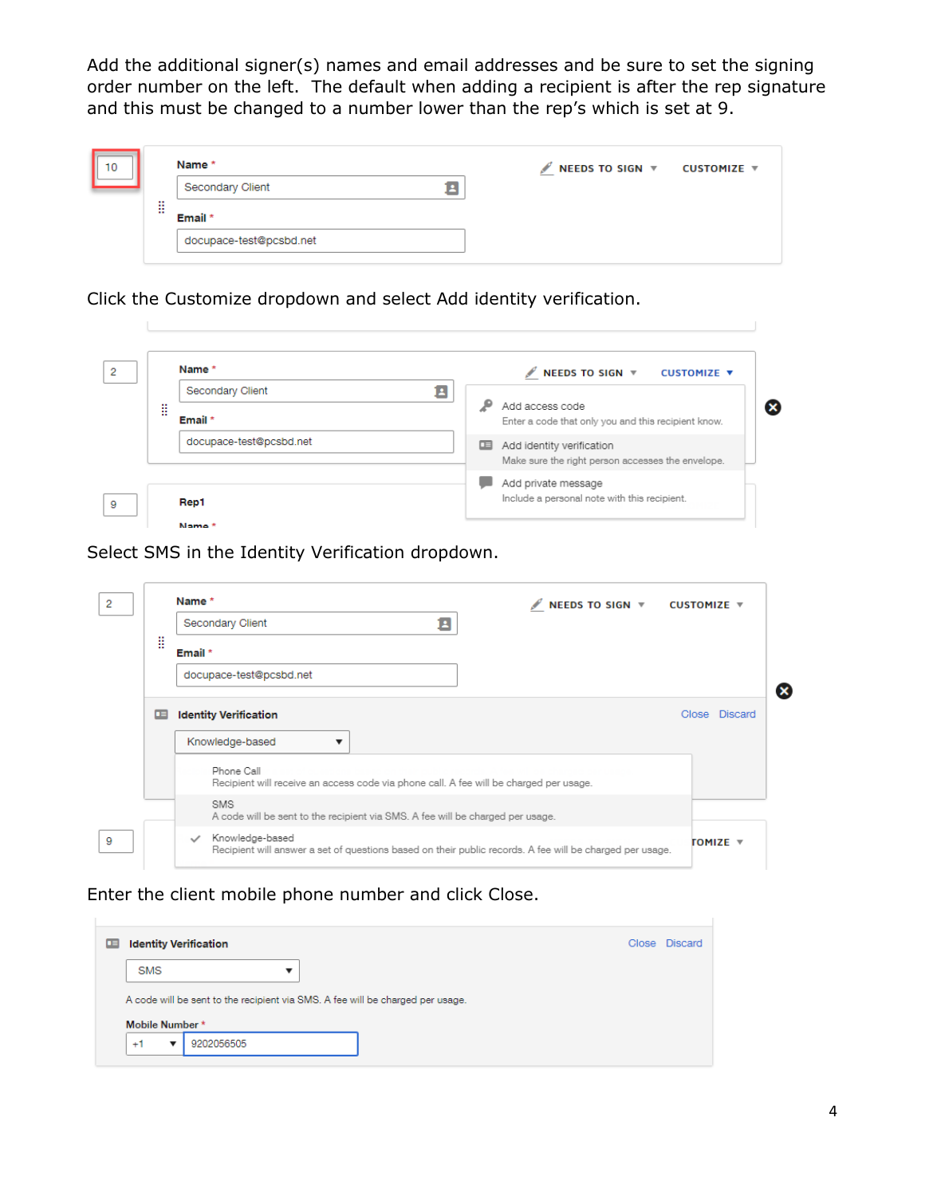Add the additional signer(s) names and email addresses and be sure to set the signing order number on the left. The default when adding a recipient is after the rep signature and this must be changed to a number lower than the rep's which is set at 9.

10

Name *

Secondary Client

Email *

docupace-test@pcsbd.net

NEEDS TO SIGN ▼ CUSTOMIZE ▼

Click the Customize dropdown and select Add identity verification.

2

Name *

Secondary Client

Email *

docupace-test@pcsbd.net

NEEDS TO SIGN ▼ CUSTOMIZE ▼

Add access code
Enter a code that only you and this recipient know.

Add identity verification
Make sure the right person accesses the envelope.

Add private message
Include a personal note with this recipient.

9

Rep1

Name *

Select SMS in the Identity Verification dropdown.

2

Name *

Secondary Client

Email *

docupace-test@pcsbd.net

NEEDS TO SIGN ▼ CUSTOMIZE ▼

Identity Verification Close Discard

Knowledge-based ▼

Phone Call
Recipient will receive an access code via phone call. A fee will be charged per usage.

SMS
A code will be sent to the recipient via SMS. A fee will be charged per usage.

✓ Knowledge-based
Recipient will answer a set of questions based on their public records. A fee will be charged per usage.

9

Enter the client mobile phone number and click Close.

Identity Verification Close Discard

SMS ▼

A code will be sent to the recipient via SMS. A fee will be charged per usage.

Mobile Number *

+1 ▼ 9202056505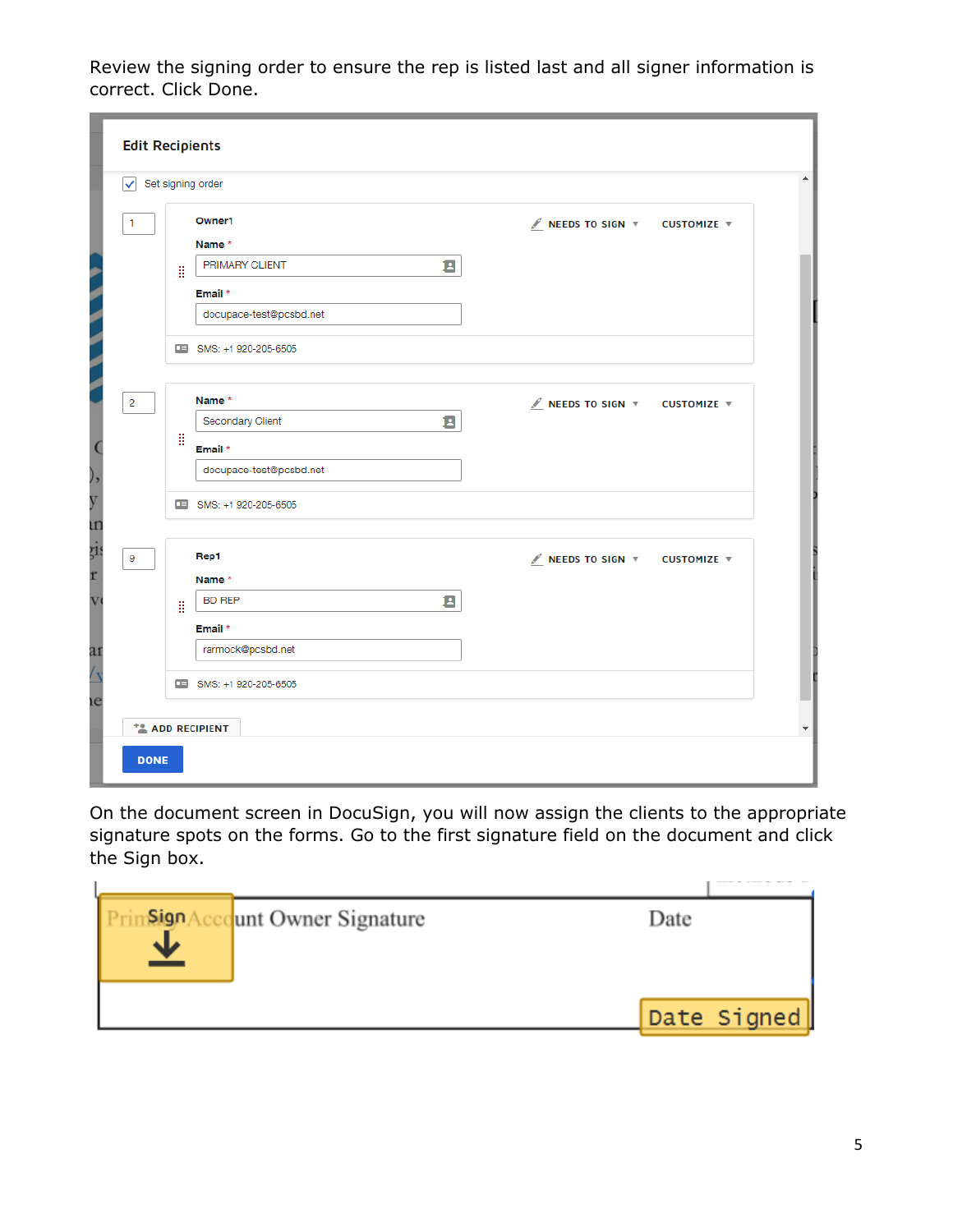Review the signing order to ensure the rep is listed last and all signer information is correct. Click Done.

On the document screen in DocuSign, you will now assign the clients to the appropriate signature spots on the forms. Go to the first signature field on the document and click the Sign box.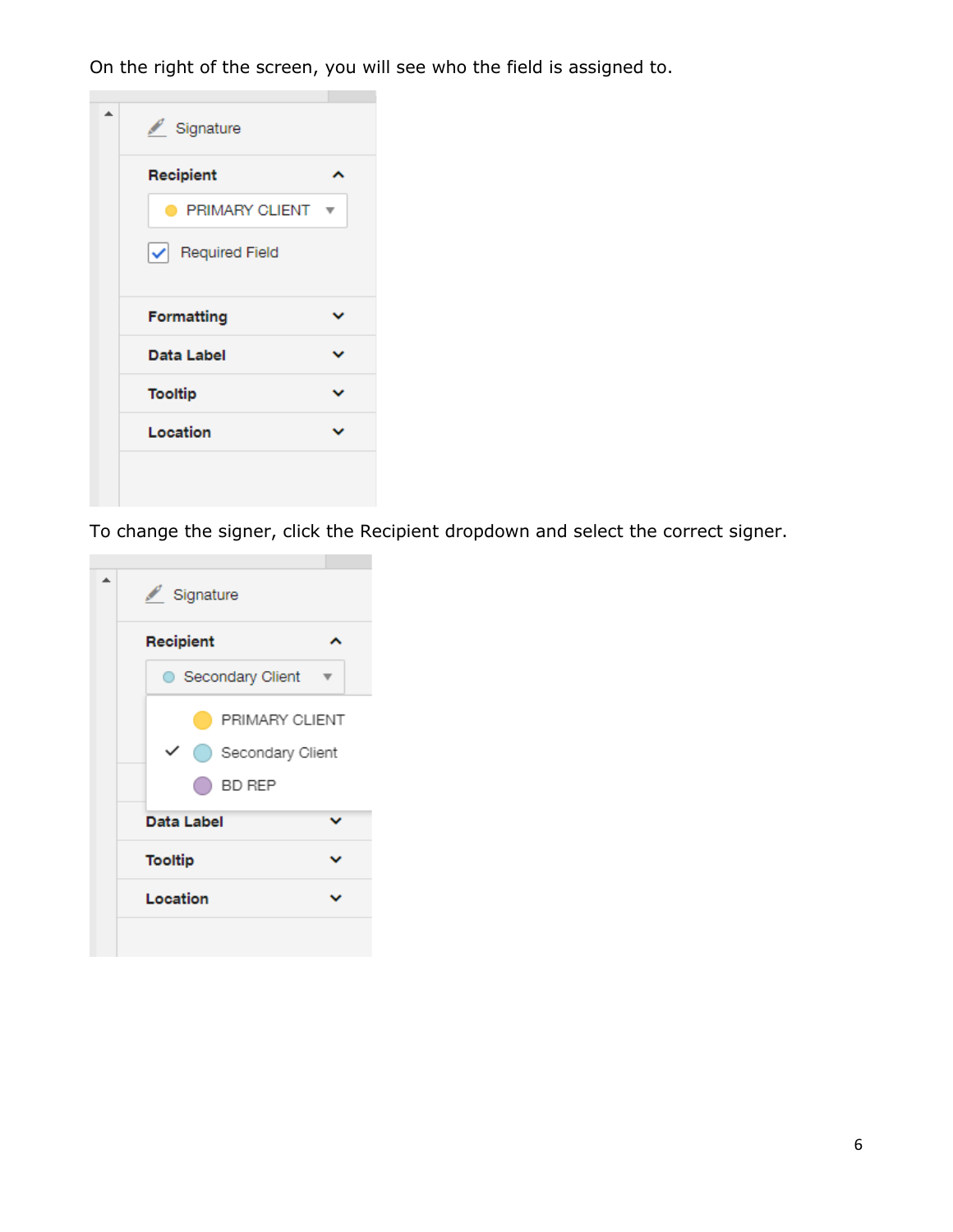On the right of the screen, you will see who the field is assigned to.

To change the signer, click the Recipient dropdown and select the correct signer.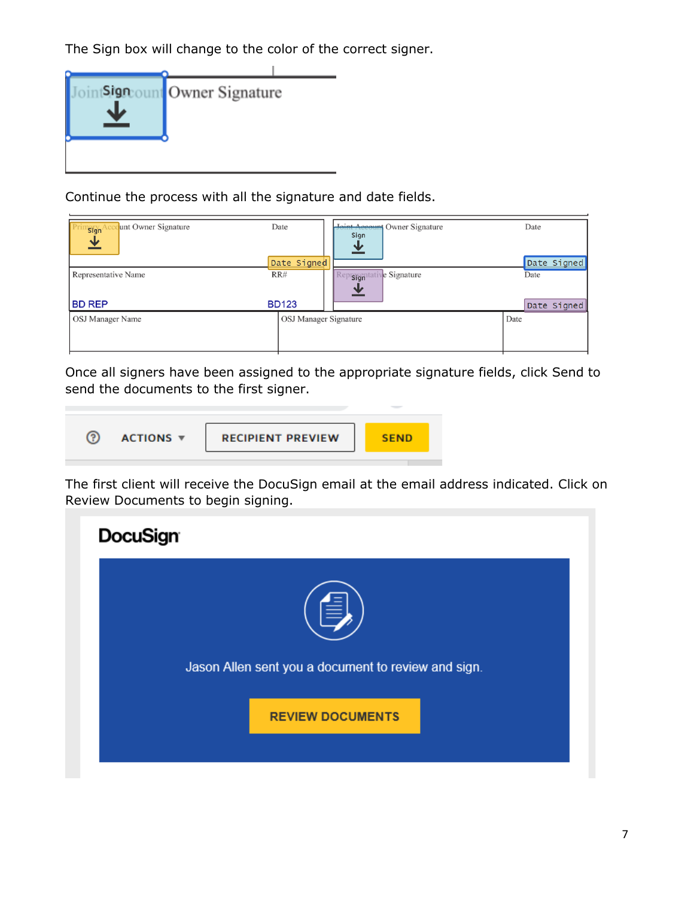The Sign box will change to the color of the correct signer.

Continue the process with all the signature and date fields.

Once all signers have been assigned to the appropriate signature fields, click Send to send the documents to the first signer.

The first client will receive the DocuSign email at the email address indicated. Click on Review Documents to begin signing.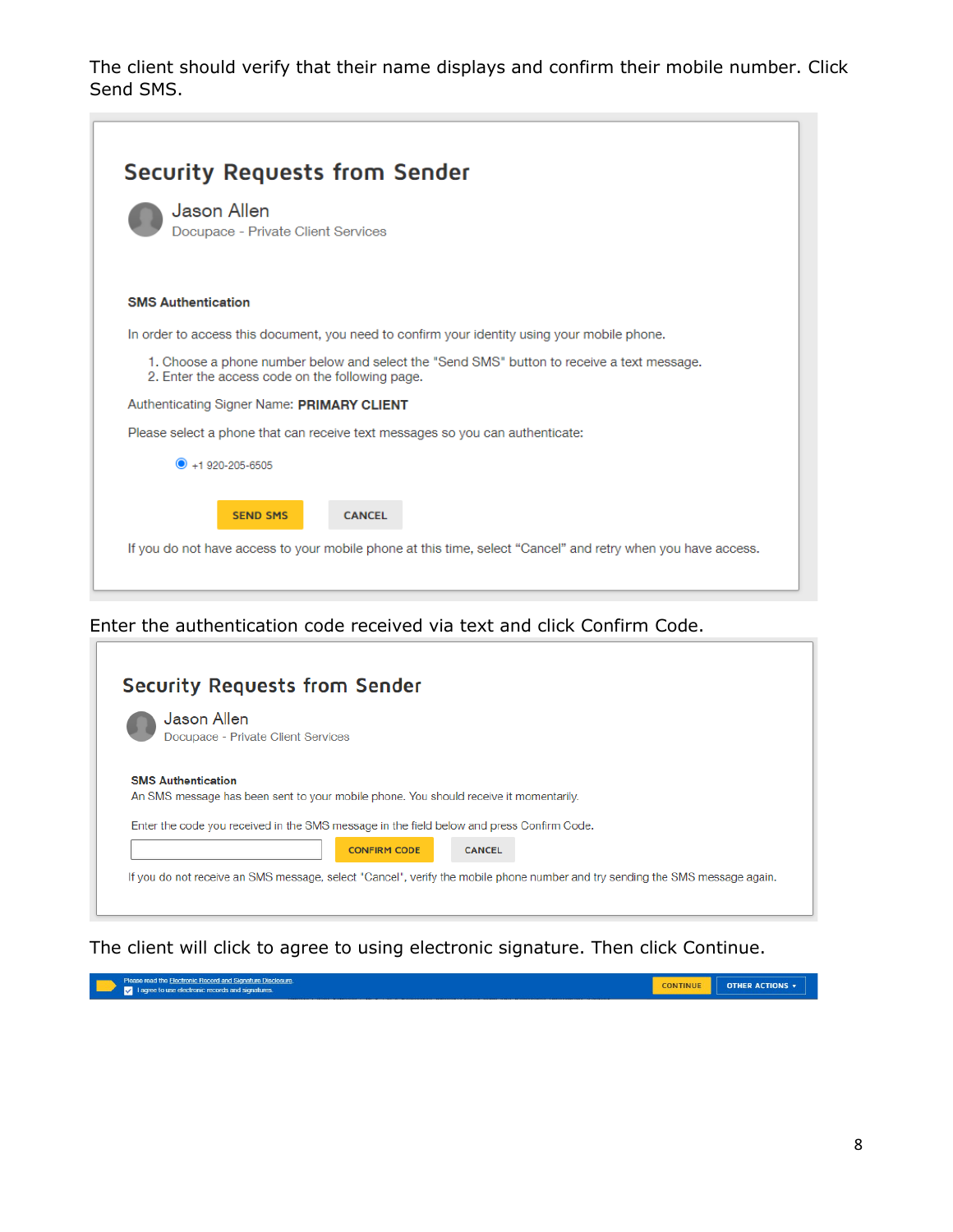The client should verify that their name displays and confirm their mobile number. Click Send SMS.

## Security Requests from Sender

Jason Allen
Docupace - Private Client Services

**SMS Authentication**

In order to access this document, you need to confirm your identity using your mobile phone.

1. Choose a phone number below and select the "Send SMS" button to receive a text message.
2. Enter the access code on the following page.

Authenticating Signer Name: **PRIMARY CLIENT**

Please select a phone that can receive text messages so you can authenticate:

+1 920-205-6505

SEND SMS CANCEL

If you do not have access to your mobile phone at this time, select "Cancel" and retry when you have access.

Enter the authentication code received via text and click Confirm Code.

## Security Requests from Sender

Jason Allen
Docupace - Private Client Services

**SMS Authentication**
An SMS message has been sent to your mobile phone. You should receive it momentarily.

Enter the code you received in the SMS message in the field below and press Confirm Code.

CONFIRM CODE CANCEL

If you do not receive an SMS message, select 'Cancel', verify the mobile phone number and try sending the SMS message again.

The client will click to agree to using electronic signature. Then click Continue.

Please read the Electronic Record and Signature Disclosure.
I agree to use electronic records and signatures.

CONTINUE OTHER ACTIONS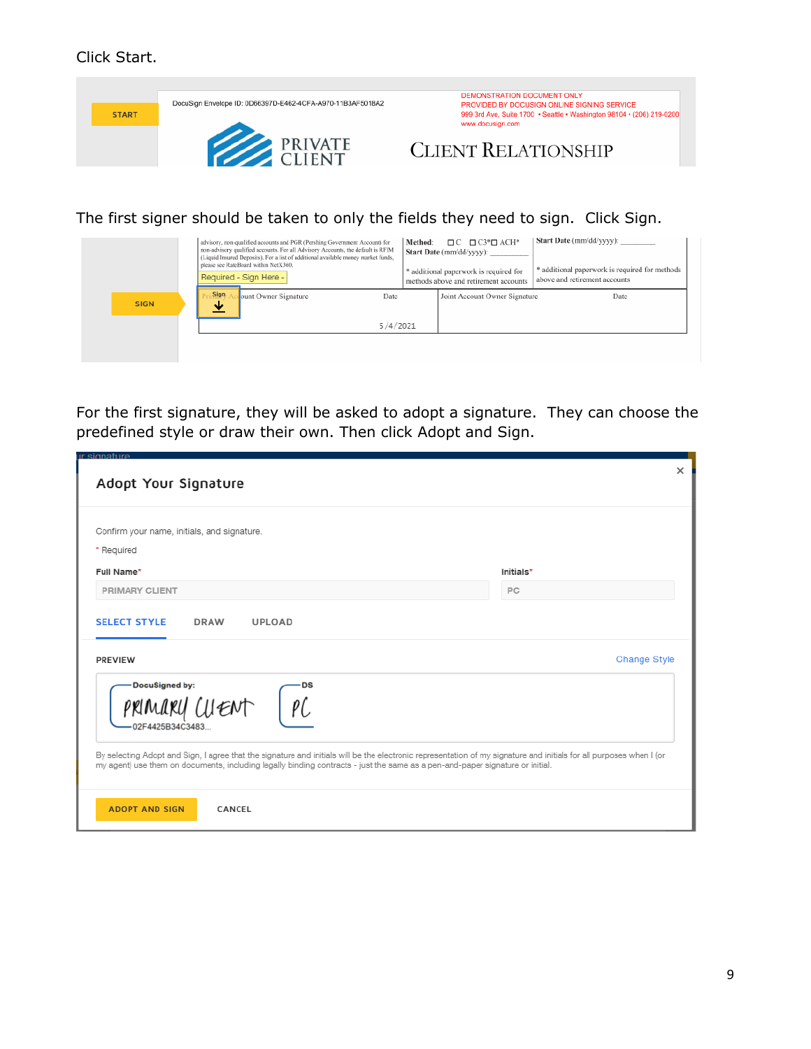Click Start.

The first signer should be taken to only the fields they need to sign. Click Sign.

For the first signature, they will be asked to adopt a signature. They can choose the predefined style or draw their own. Then click Adopt and Sign.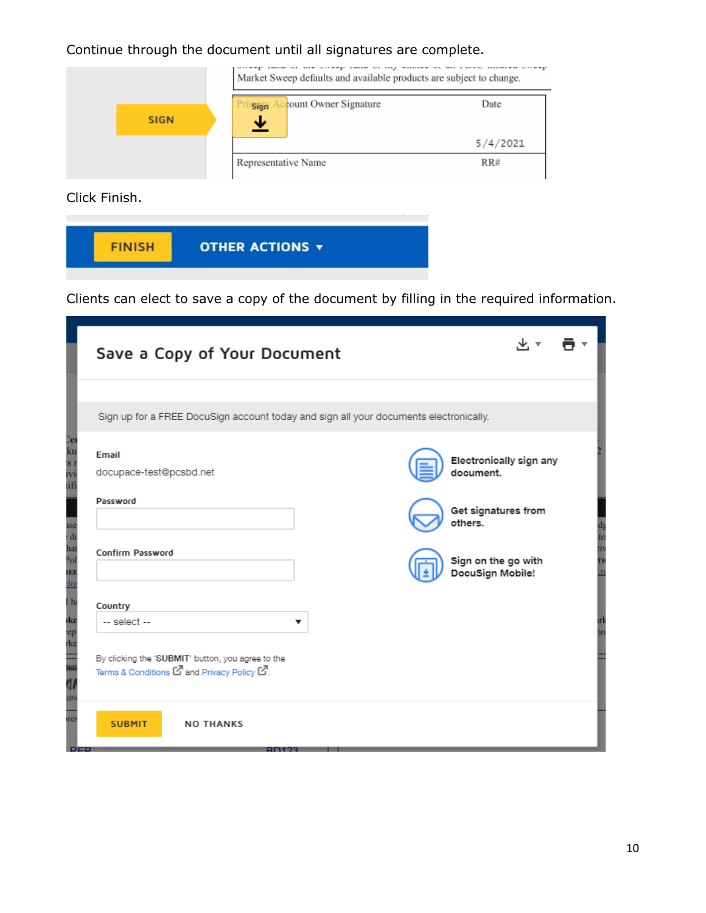Continue through the document until all signatures are complete.

Click Finish.

Clients can elect to save a copy of the document by filling in the required information.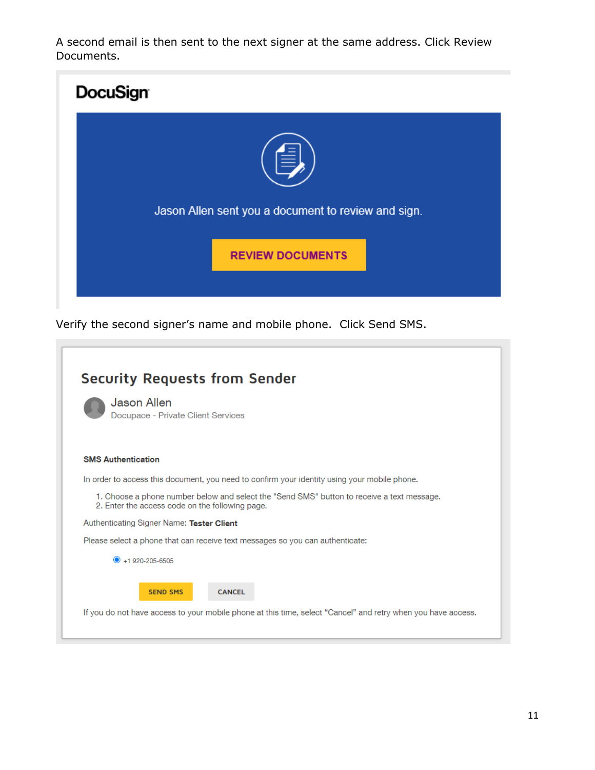A second email is then sent to the next signer at the same address. Click Review Documents.

DocuSign

Jason Allen sent you a document to review and sign.

REVIEW DOCUMENTS

Verify the second signer's name and mobile phone. Click Send SMS.

## Security Requests from Sender

Jason Allen
Docupace - Private Client Services

**SMS Authentication**

In order to access this document, you need to confirm your identity using your mobile phone.

1. Choose a phone number below and select the "Send SMS" button to receive a text message.
2. Enter the access code on the following page.

Authenticating Signer Name: **Tester Client**

Please select a phone that can receive text messages so you can authenticate:

+1 920-205-6505

SEND SMS CANCEL

If you do not have access to your mobile phone at this time, select "Cancel" and retry when you have access.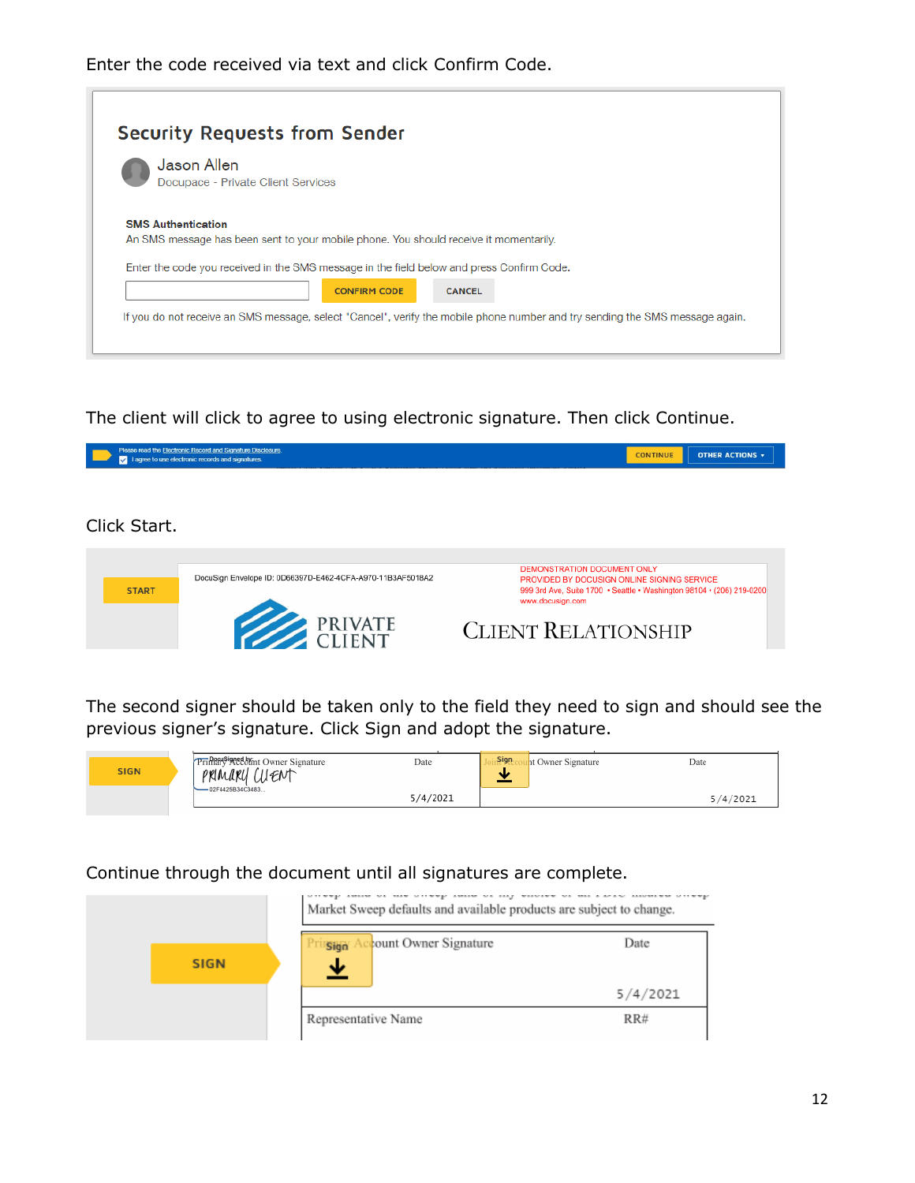Enter the code received via text and click Confirm Code.

**Security Requests from Sender**

Jason Allen
Docupace - Private Client Services

**SMS Authentication**
An SMS message has been sent to your mobile phone. You should receive it momentarily.

Enter the code you received in the SMS message in the field below and press Confirm Code.

CONFIRM CODE CANCEL

If you do not receive an SMS message, select "Cancel", verify the mobile phone number and try sending the SMS message again.

The client will click to agree to using electronic signature. Then click Continue.

Please read the Electronic Record and Signature Disclosure.
I agree to use electronic records and signatures.

CONTINUE OTHER ACTIONS

Click Start.

START

DocuSign Envelope ID: 0D66397D-E462-4CFA-A970-11B3AF5018A2

DEMONSTRATION DOCUMENT ONLY
PROVIDED BY DOCUSIGN ONLINE SIGNING SERVICE
999 3rd Ave, Suite 1700 • Seattle • Washington 98104 • (206) 219-0200
www.docusign.com

PRIVATE CLIENT

CLIENT RELATIONSHIP

The second signer should be taken only to the field they need to sign and should see the previous signer's signature. Click Sign and adopt the signature.

| SIGN | Primary Account Owner Signature | Date | Joint Account Owner Signature | Date |
|---|---|---|---|---|
| | PRIMARY CLIENT 02F4425B34C3483... | 5/4/2021 | Sign | 5/4/2021 |

Continue through the document until all signatures are complete.

Market Sweep defaults and available products are subject to change.

| SIGN | Primary Account Owner Signature | Date |
|---|---|---|
| | Sign | 5/4/2021 |
| | Representative Name | RR# |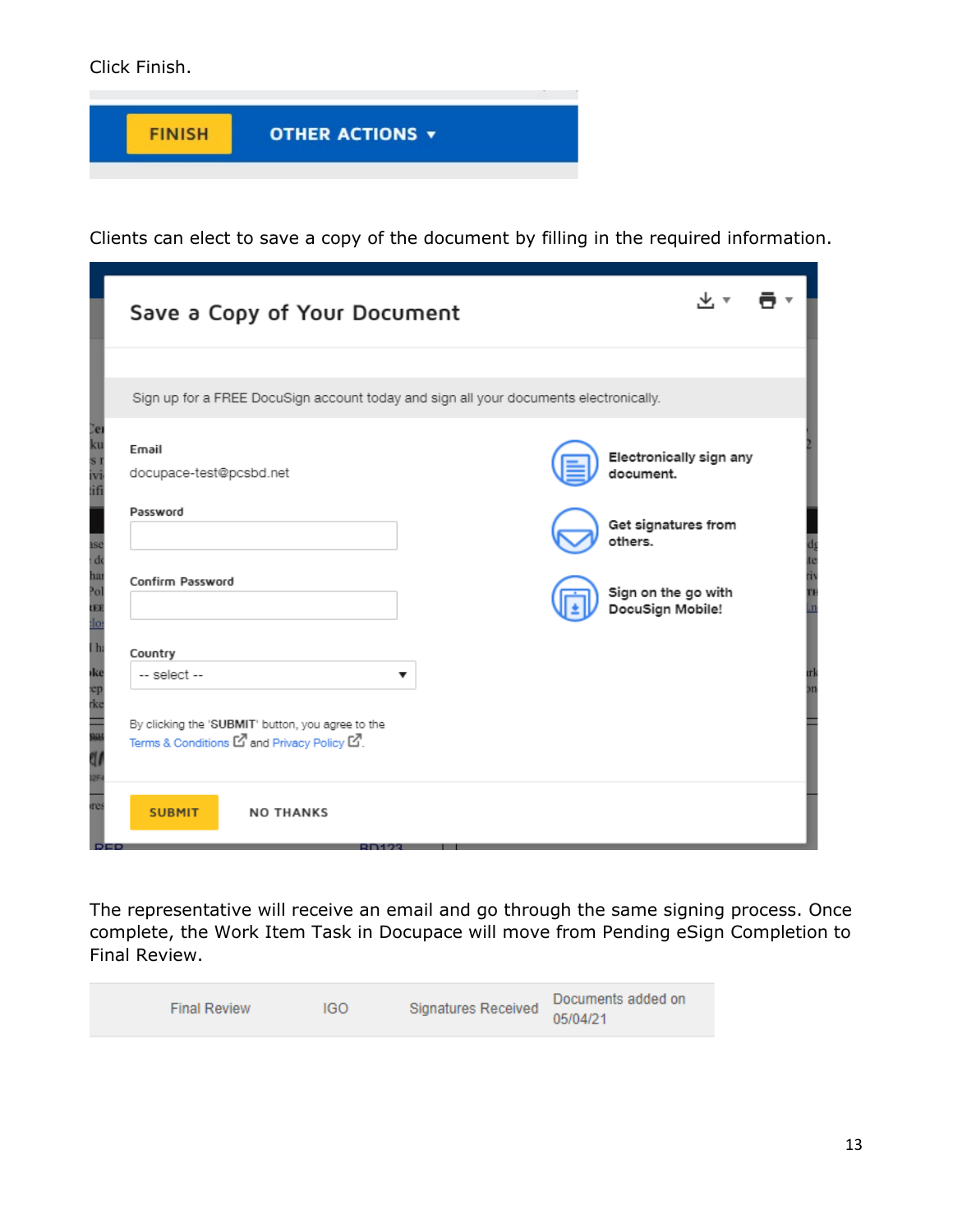Click Finish.

FINISH OTHER ACTIONS ▾

Clients can elect to save a copy of the document by filling in the required information.

Save a Copy of Your Document

Sign up for a FREE DocuSign account today and sign all your documents electronically.

Email
docupace-test@pcsbd.net

Password

Confirm Password

Country
-- select --

By clicking the 'SUBMIT' button, you agree to the Terms & Conditions and Privacy Policy.

Electronically sign any document.

Get signatures from others.

Sign on the go with DocuSign Mobile!

SUBMIT NO THANKS

The representative will receive an email and go through the same signing process. Once complete, the Work Item Task in Docupace will move from Pending eSign Completion to Final Review.

| Final Review | IGO | Signatures Received | Documents added on 05/04/21 |
|---|---|---|---|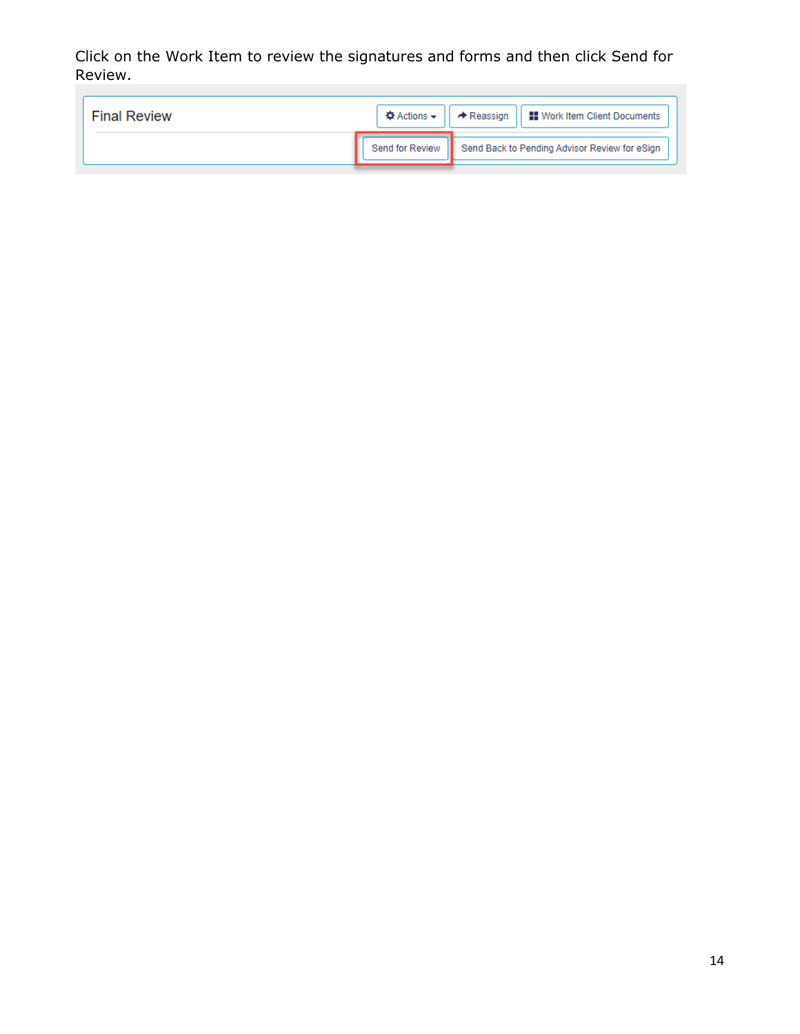Click on the Work Item to review the signatures and forms and then click Send for Review.

Final Review

Actions | Reassign | Work Item Client Documents

Send for Review | Send Back to Pending Advisor Review for eSign